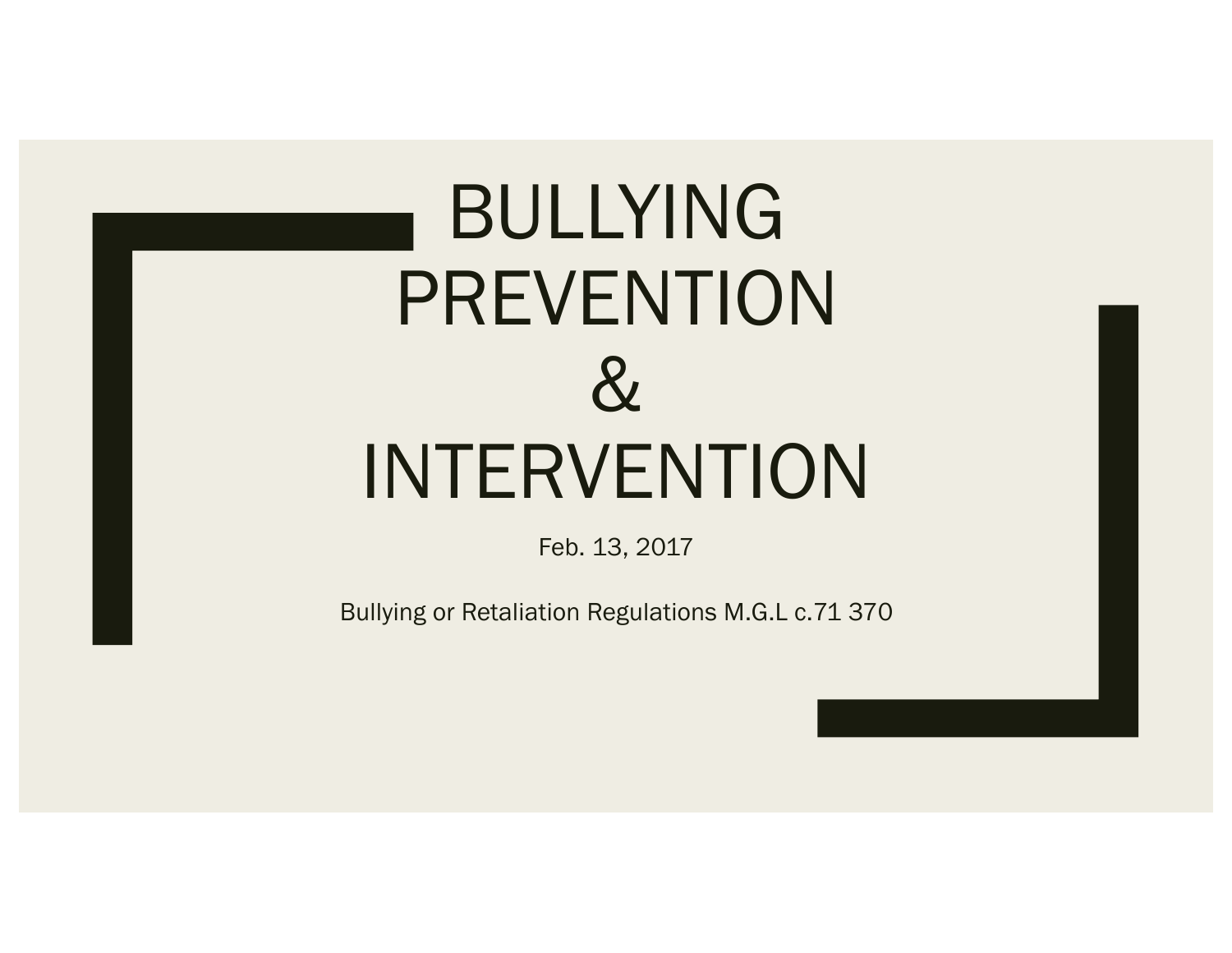# BULLYING PREVENTION & INTERVENTION

Feb. 13, 2017

Bullying or Retaliation Regulations M.G.L c.71 370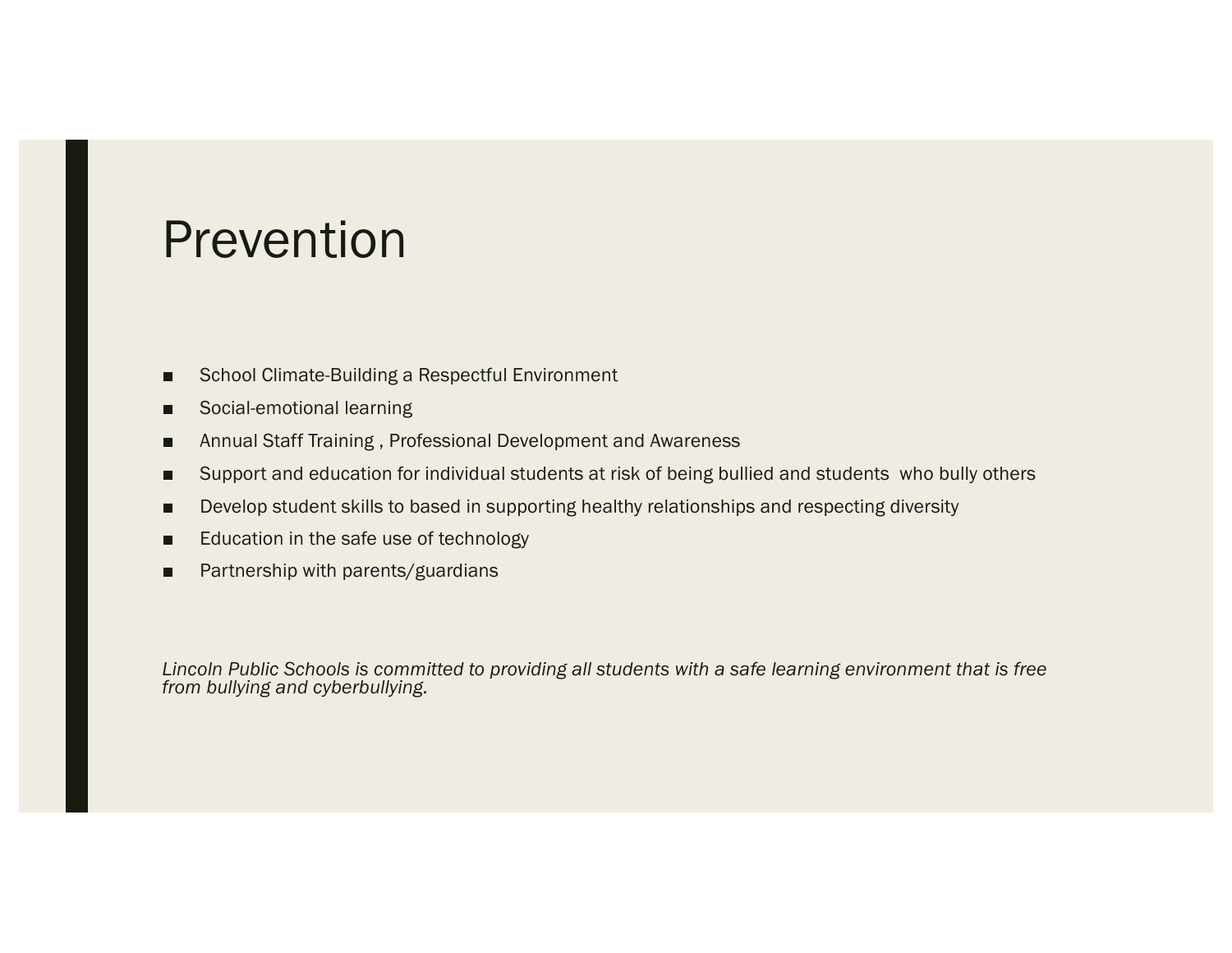# Prevention

- School Climate-Building a Respectful Environment
- Social-emotional learning
- Annual Staff Training , Professional Development and Awareness
- Support and education for individual students at risk of being bullied and students  who bully others
- Develop student skills to based in supporting healthy relationships and respecting diversity
- Education in the safe use of technology
- Partnership with parents/guardians

*Lincoln Public Schools is committed to providing all students with a safe learning environment that is free from bullying and cyberbullying.*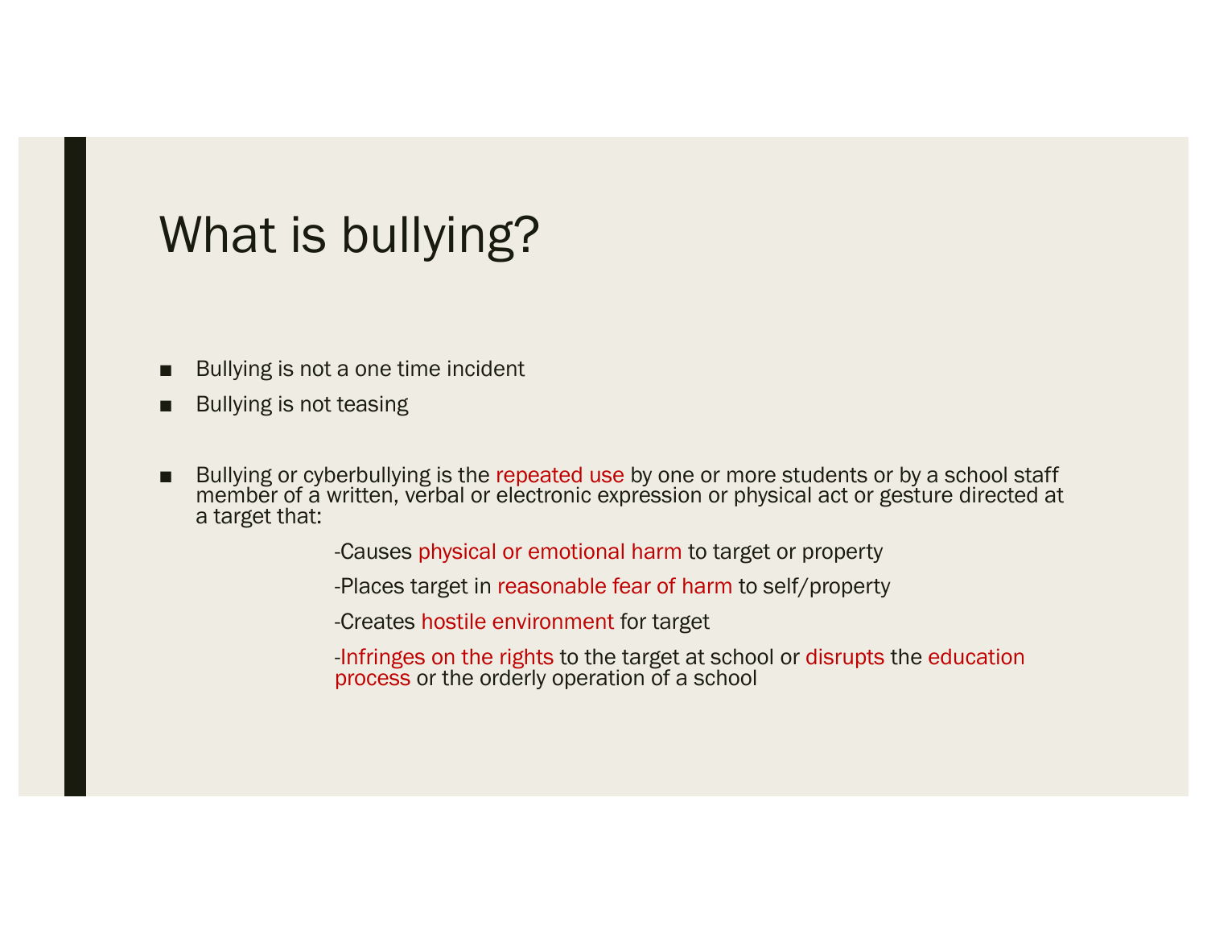# What is bullying?

- Bullying is not a one time incident
- Bullying is not teasing

- Bullying or cyberbullying is the repeated use by one or more students or by a school staff member of a written, verbal or electronic expression or physical act or gesture directed at a target that:

  -Causes physical or emotional harm to target or property

  -Places target in reasonable fear of harm to self/property

  -Creates hostile environment for target

  -Infringes on the rights to the target at school or disrupts the education process or the orderly operation of a school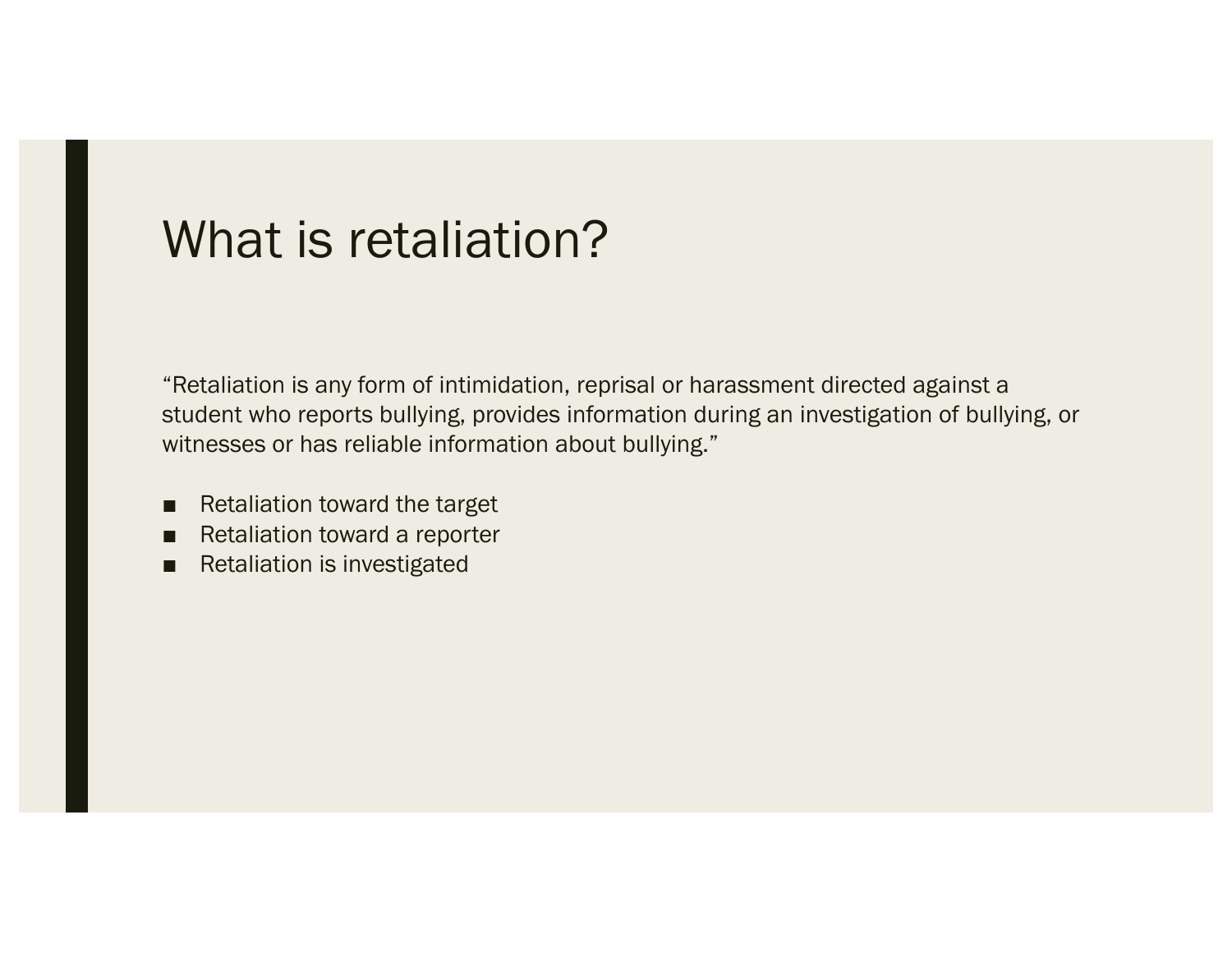# What is retaliation?

"Retaliation is any form of intimidation, reprisal or harassment directed against a student who reports bullying, provides information during an investigation of bullying, or witnesses or has reliable information about bullying."

- Retaliation toward the target
- Retaliation toward a reporter
- Retaliation is investigated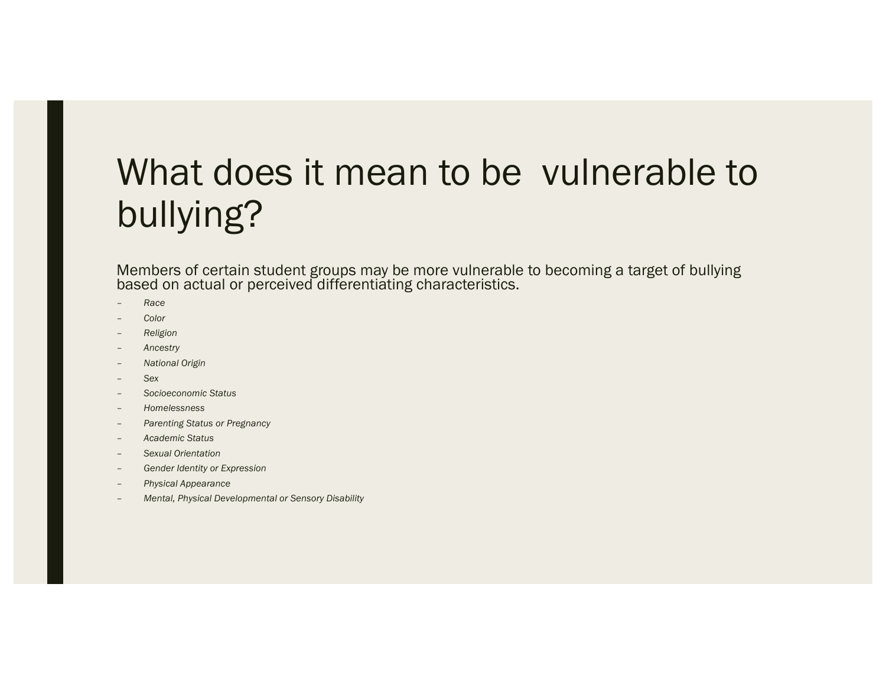# What does it mean to be vulnerable to bullying?

Members of certain student groups may be more vulnerable to becoming a target of bullying based on actual or perceived differentiating characteristics.

- *Race*
- *Color*
- *Religion*
- *Ancestry*
- *National Origin*
- *Sex*
- *Socioeconomic Status*
- *Homelessness*
- *Parenting Status or Pregnancy*
- *Academic Status*
- *Sexual Orientation*
- *Gender Identity or Expression*
- *Physical Appearance*
- *Mental, Physical Developmental or Sensory Disability*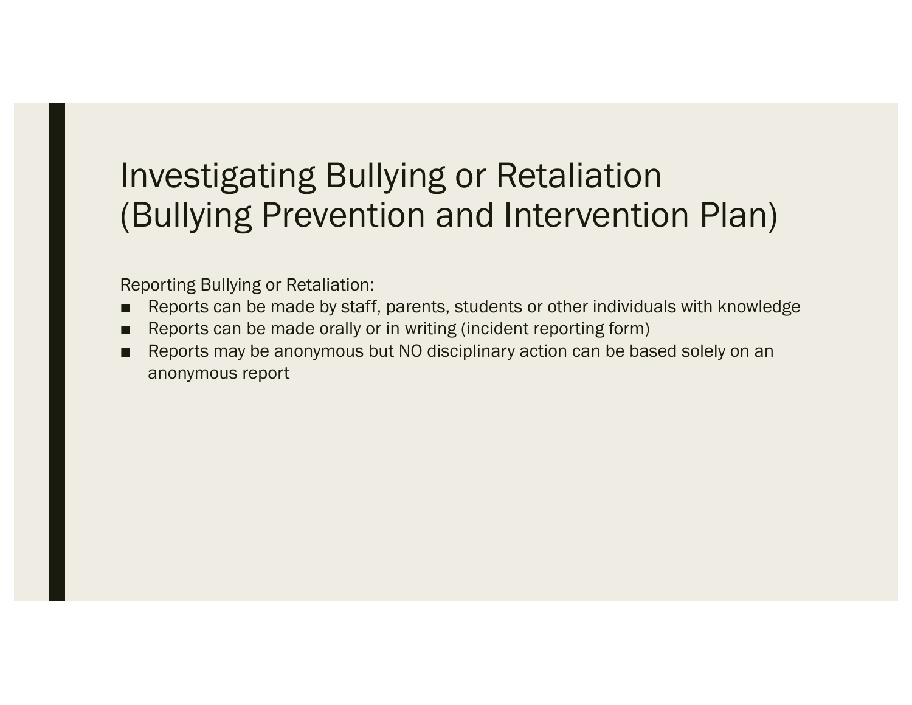# Investigating Bullying or Retaliation (Bullying Prevention and Intervention Plan)

Reporting Bullying or Retaliation:

- Reports can be made by staff, parents, students or other individuals with knowledge
- Reports can be made orally or in writing (incident reporting form)
- Reports may be anonymous but NO disciplinary action can be based solely on an anonymous report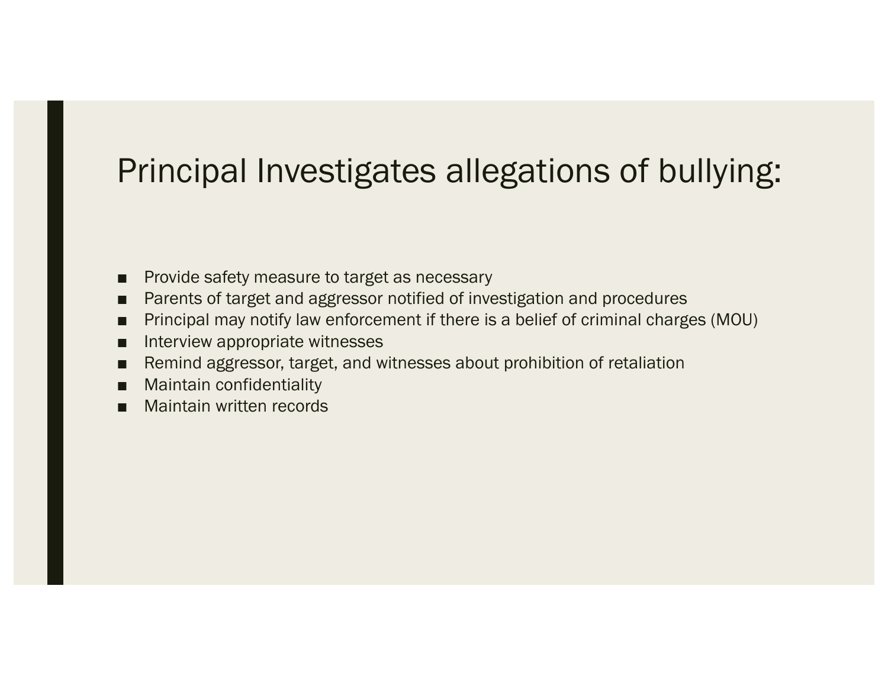# Principal Investigates allegations of bullying:

- Provide safety measure to target as necessary
- Parents of target and aggressor notified of investigation and procedures
- Principal may notify law enforcement if there is a belief of criminal charges (MOU)
- Interview appropriate witnesses
- Remind aggressor, target, and witnesses about prohibition of retaliation
- Maintain confidentiality
- Maintain written records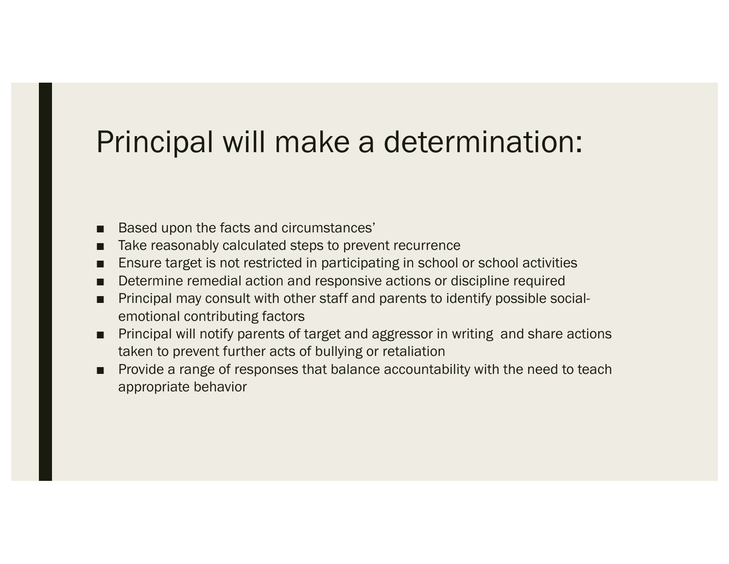# Principal will make a determination:

- Based upon the facts and circumstances’
- Take reasonably calculated steps to prevent recurrence
- Ensure target is not restricted in participating in school or school activities
- Determine remedial action and responsive actions or discipline required
- Principal may consult with other staff and parents to identify possible social-emotional contributing factors
- Principal will notify parents of target and aggressor in writing  and share actions taken to prevent further acts of bullying or retaliation
- Provide a range of responses that balance accountability with the need to teach appropriate behavior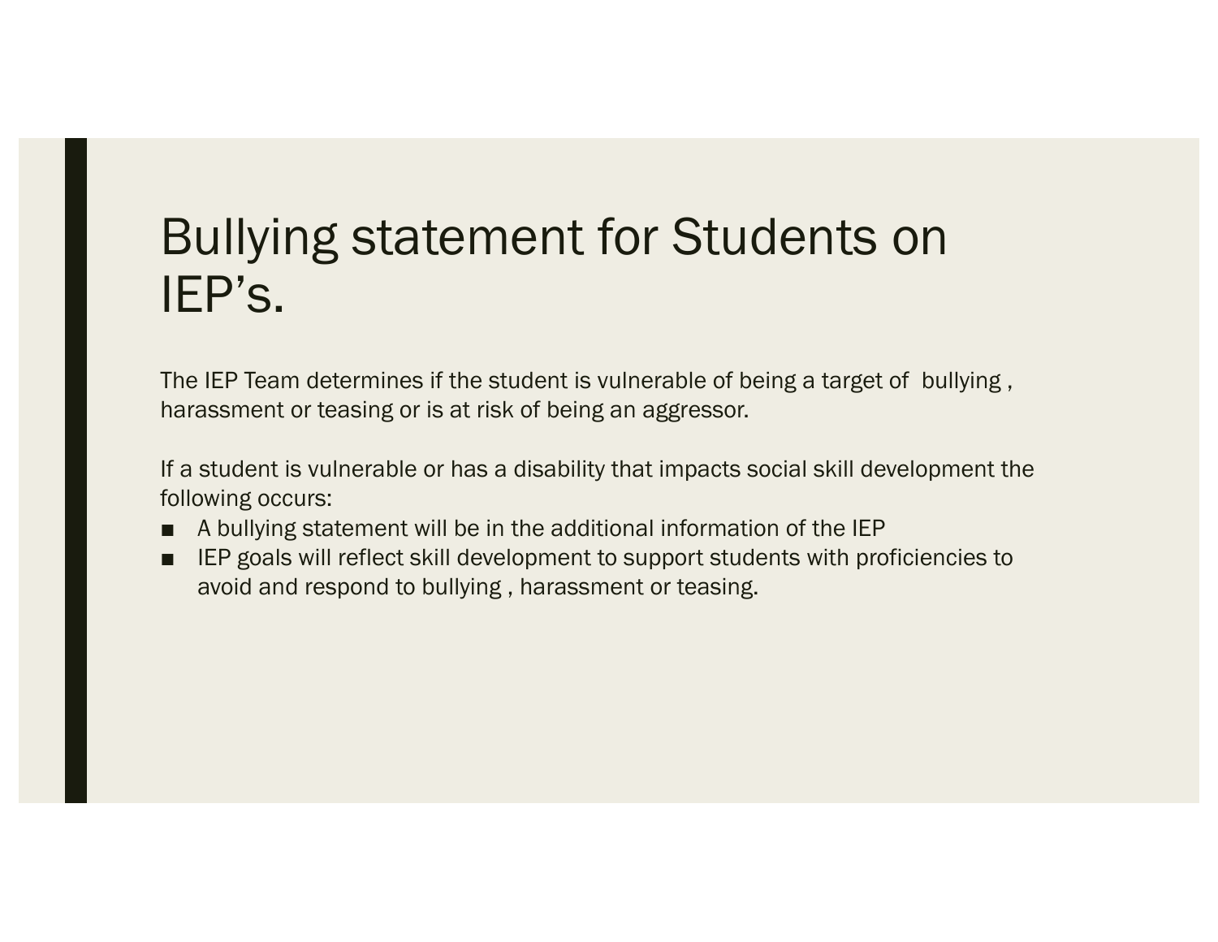# Bullying statement for Students on IEP's.

The IEP Team determines if the student is vulnerable of being a target of  bullying , harassment or teasing or is at risk of being an aggressor.

If a student is vulnerable or has a disability that impacts social skill development the following occurs:

- A bullying statement will be in the additional information of the IEP
- IEP goals will reflect skill development to support students with proficiencies to avoid and respond to bullying , harassment or teasing.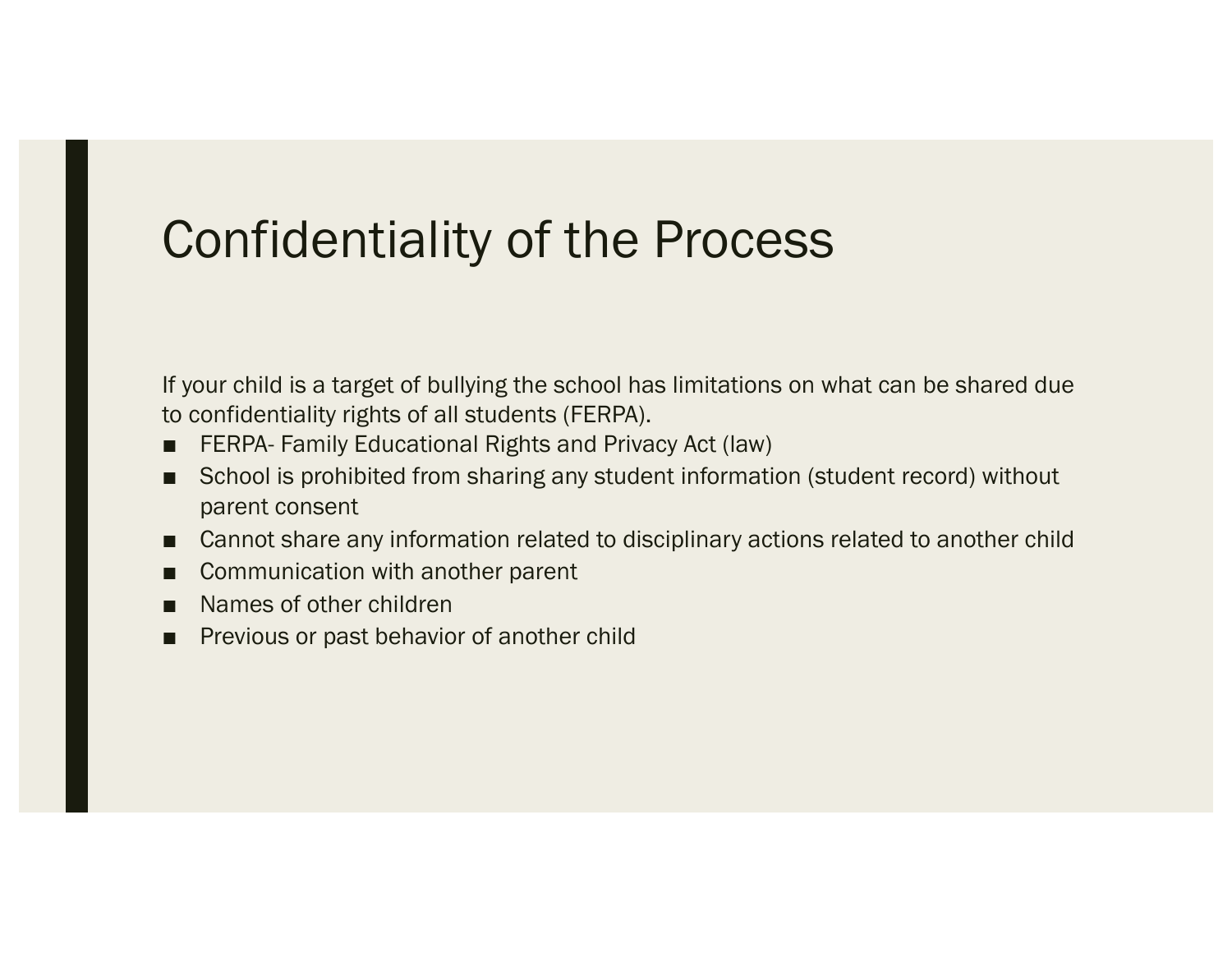# Confidentiality of the Process

If your child is a target of bullying the school has limitations on what can be shared due to confidentiality rights of all students (FERPA).

- FERPA- Family Educational Rights and Privacy Act (law)
- School is prohibited from sharing any student information (student record) without parent consent
- Cannot share any information related to disciplinary actions related to another child
- Communication with another parent
- Names of other children
- Previous or past behavior of another child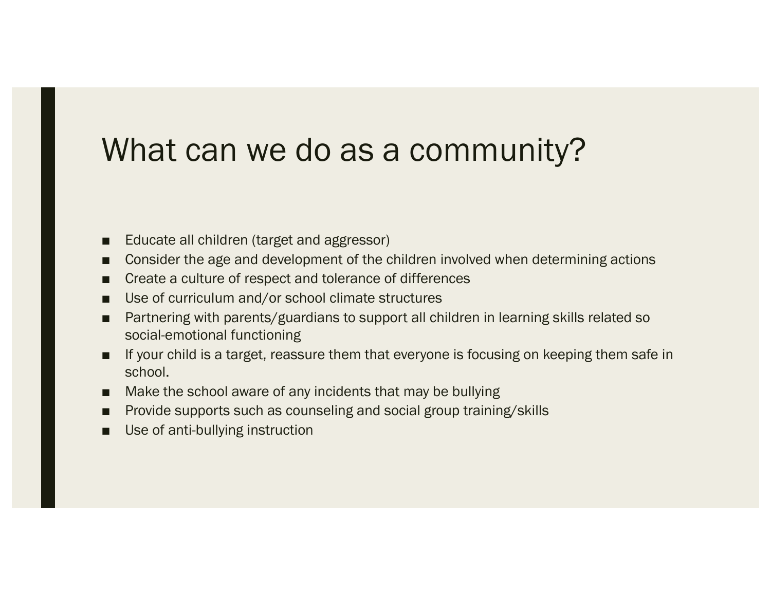# What can we do as a community?

- Educate all children (target and aggressor)
- Consider the age and development of the children involved when determining actions
- Create a culture of respect and tolerance of differences
- Use of curriculum and/or school climate structures
- Partnering with parents/guardians to support all children in learning skills related so social-emotional functioning
- If your child is a target, reassure them that everyone is focusing on keeping them safe in school.
- Make the school aware of any incidents that may be bullying
- Provide supports such as counseling and social group training/skills
- Use of anti-bullying instruction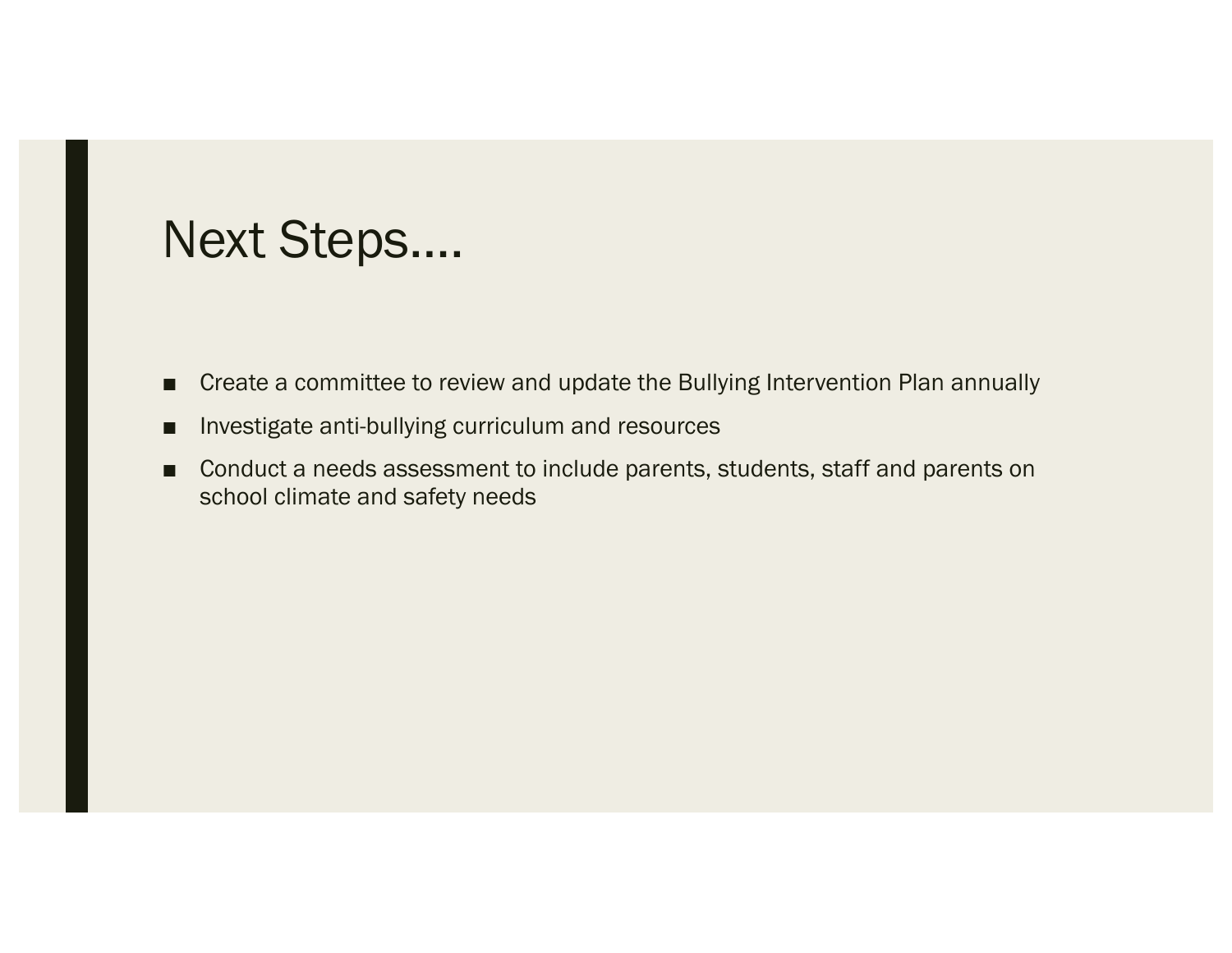# Next Steps….

- Create a committee to review and update the Bullying Intervention Plan annually
- Investigate anti-bullying curriculum and resources
- Conduct a needs assessment to include parents, students, staff and parents on school climate and safety needs